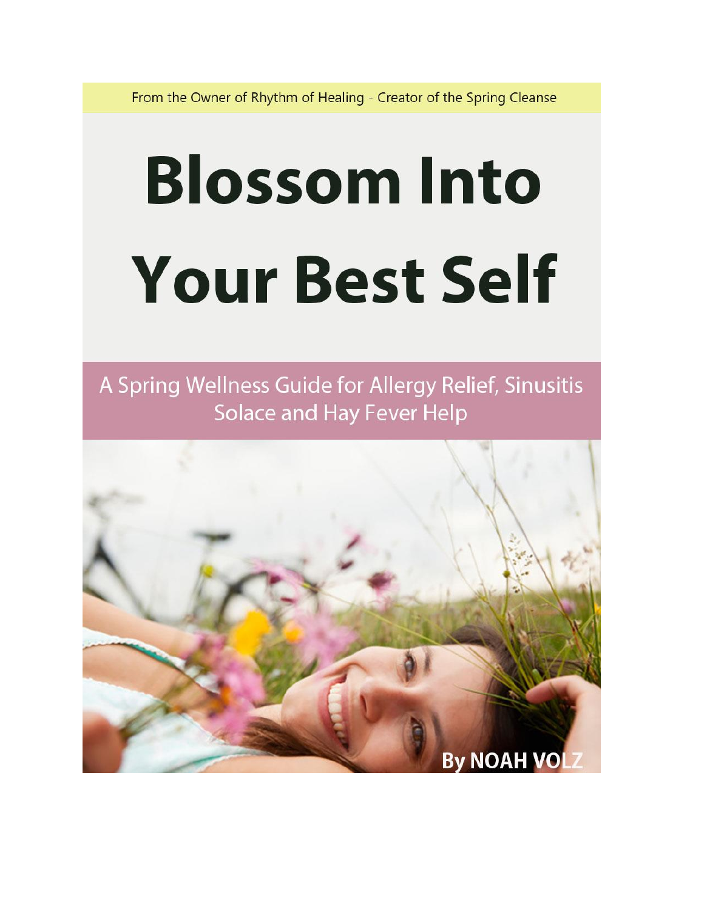From the Owner of Rhythm of Healing - Creator of the Spring Cleanse

# Blossom Into Your Best Self

## A Spring Wellness Guide for Allergy Relief, Sinusitis Solace and Hay Fever Help

**By NOAH VOLZ**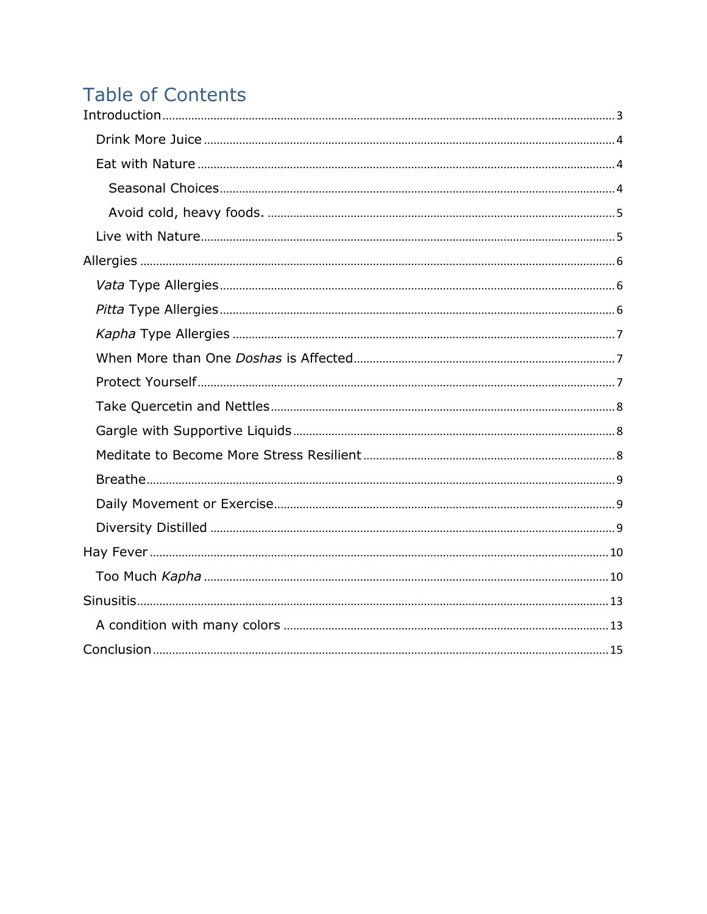# Table of Contents

Introduction ... 3

- Drink More Juice ... 4
- Eat with Nature ... 4
  - Seasonal Choices ... 4
  - Avoid cold, heavy foods. ... 5
- Live with Nature ... 5

Allergies ... 6

- *Vata* Type Allergies ... 6
- *Pitta* Type Allergies ... 6
- *Kapha* Type Allergies ... 7
- When More than One *Doshas* is Affected ... 7
- Protect Yourself ... 7
- Take Quercetin and Nettles ... 8
- Gargle with Supportive Liquids ... 8
- Meditate to Become More Stress Resilient ... 8
- Breathe ... 9
- Daily Movement or Exercise ... 9
- Diversity Distilled ... 9

Hay Fever ... 10

- Too Much *Kapha* ... 10

Sinusitis ... 13

- A condition with many colors ... 13

Conclusion ... 15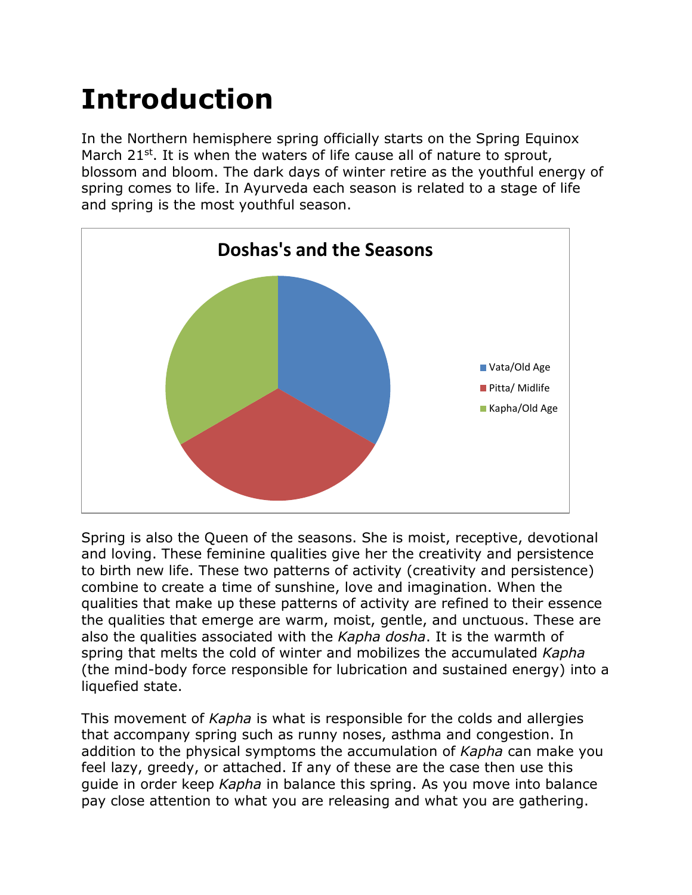# Introduction

In the Northern hemisphere spring officially starts on the Spring Equinox March 21st. It is when the waters of life cause all of nature to sprout, blossom and bloom. The dark days of winter retire as the youthful energy of spring comes to life. In Ayurveda each season is related to a stage of life and spring is the most youthful season.

**Doshas's and the Seasons**

- Vata/Old Age
- Pitta/ Midlife
- Kapha/Old Age

Spring is also the Queen of the seasons. She is moist, receptive, devotional and loving. These feminine qualities give her the creativity and persistence to birth new life. These two patterns of activity (creativity and persistence) combine to create a time of sunshine, love and imagination. When the qualities that make up these patterns of activity are refined to their essence the qualities that emerge are warm, moist, gentle, and unctuous. These are also the qualities associated with the *Kapha dosha*. It is the warmth of spring that melts the cold of winter and mobilizes the accumulated *Kapha* (the mind-body force responsible for lubrication and sustained energy) into a liquefied state.

This movement of *Kapha* is what is responsible for the colds and allergies that accompany spring such as runny noses, asthma and congestion. In addition to the physical symptoms the accumulation of *Kapha* can make you feel lazy, greedy, or attached. If any of these are the case then use this guide in order keep *Kapha* in balance this spring. As you move into balance pay close attention to what you are releasing and what you are gathering.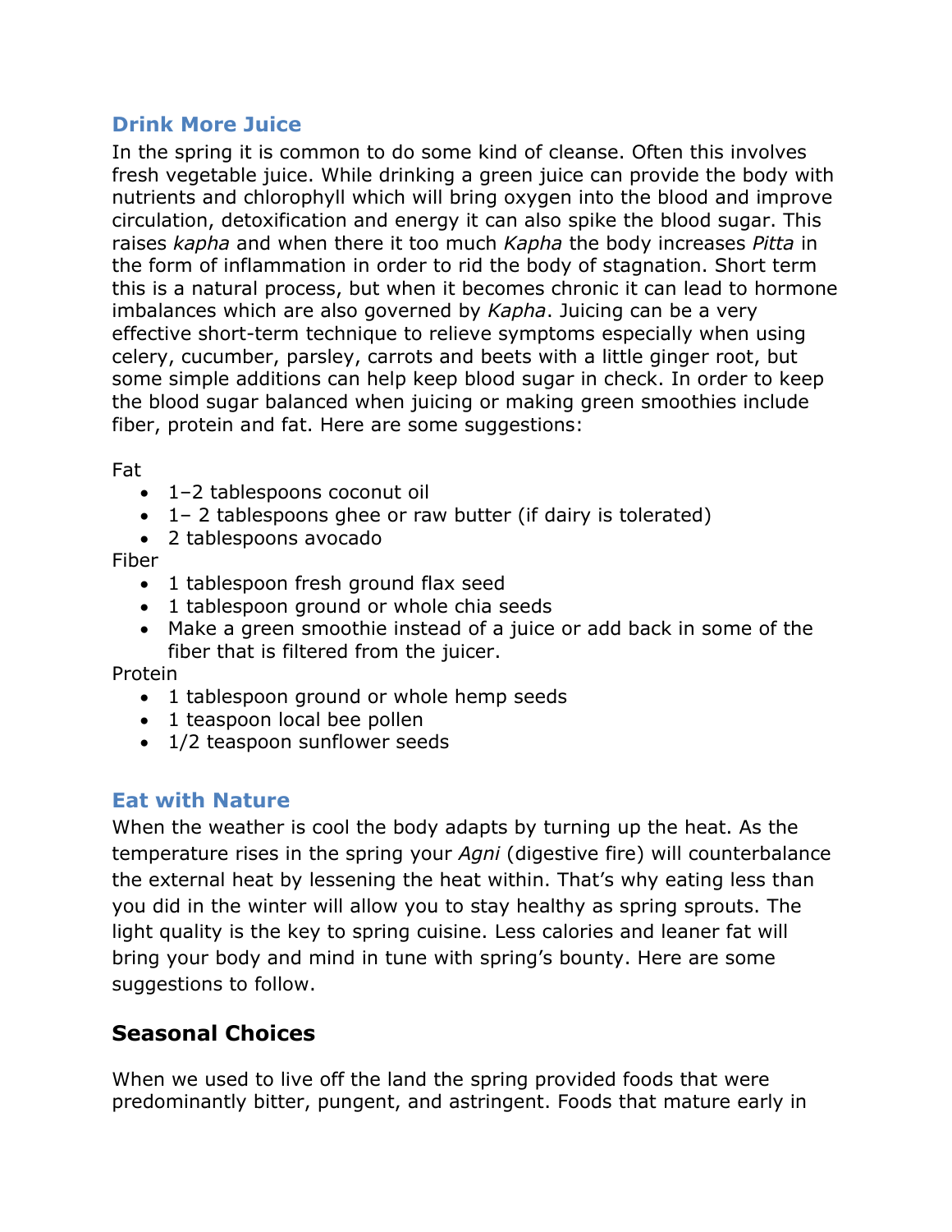## Drink More Juice

In the spring it is common to do some kind of cleanse. Often this involves fresh vegetable juice. While drinking a green juice can provide the body with nutrients and chlorophyll which will bring oxygen into the blood and improve circulation, detoxification and energy it can also spike the blood sugar. This raises *kapha* and when there it too much *Kapha* the body increases *Pitta* in the form of inflammation in order to rid the body of stagnation. Short term this is a natural process, but when it becomes chronic it can lead to hormone imbalances which are also governed by *Kapha*. Juicing can be a very effective short-term technique to relieve symptoms especially when using celery, cucumber, parsley, carrots and beets with a little ginger root, but some simple additions can help keep blood sugar in check. In order to keep the blood sugar balanced when juicing or making green smoothies include fiber, protein and fat. Here are some suggestions:

Fat

- 1–2 tablespoons coconut oil
- 1– 2 tablespoons ghee or raw butter (if dairy is tolerated)
- 2 tablespoons avocado

Fiber

- 1 tablespoon fresh ground flax seed
- 1 tablespoon ground or whole chia seeds
- Make a green smoothie instead of a juice or add back in some of the fiber that is filtered from the juicer.

Protein

- 1 tablespoon ground or whole hemp seeds
- 1 teaspoon local bee pollen
- 1/2 teaspoon sunflower seeds

## Eat with Nature

When the weather is cool the body adapts by turning up the heat. As the temperature rises in the spring your *Agni* (digestive fire) will counterbalance the external heat by lessening the heat within. That's why eating less than you did in the winter will allow you to stay healthy as spring sprouts. The light quality is the key to spring cuisine. Less calories and leaner fat will bring your body and mind in tune with spring's bounty. Here are some suggestions to follow.

## Seasonal Choices

When we used to live off the land the spring provided foods that were predominantly bitter, pungent, and astringent. Foods that mature early in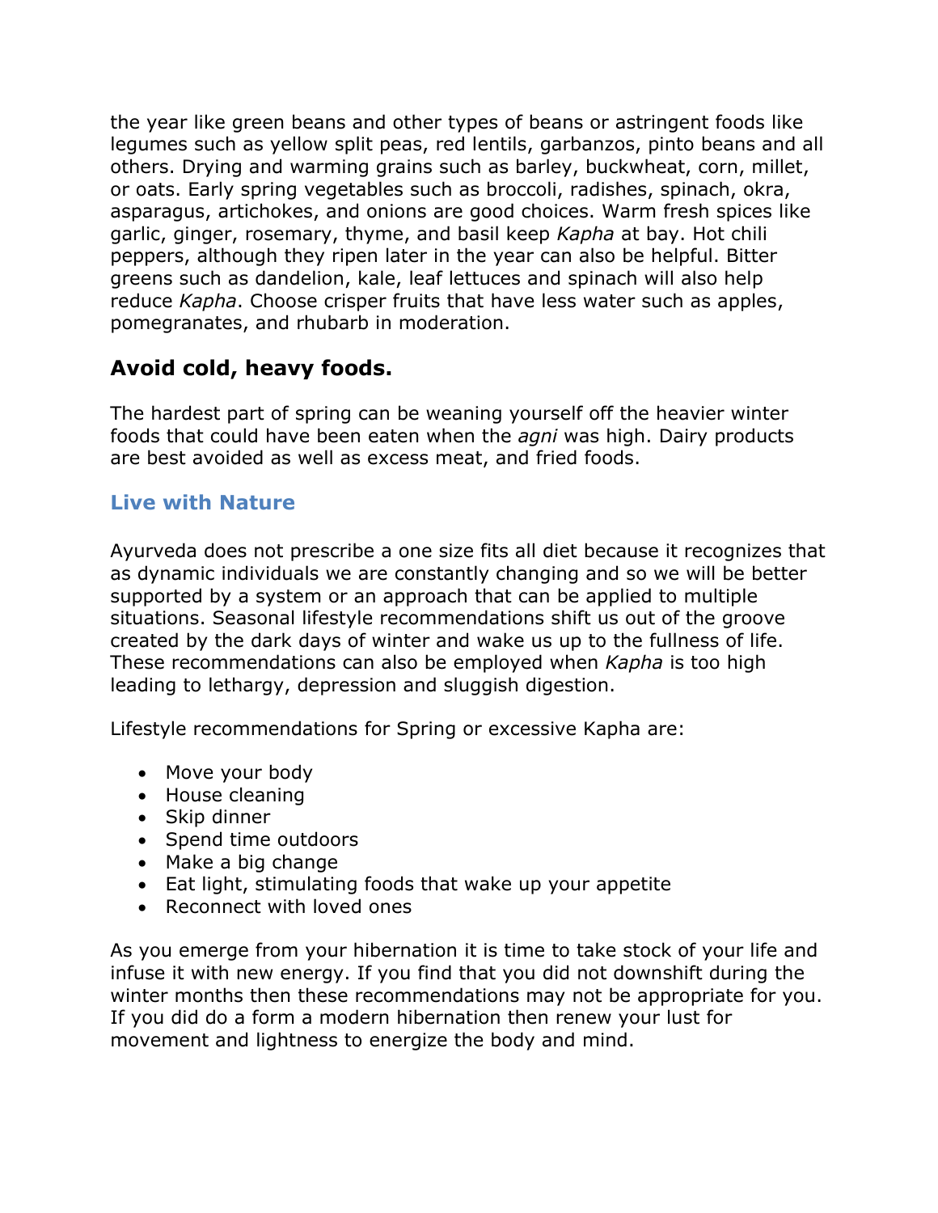the year like green beans and other types of beans or astringent foods like legumes such as yellow split peas, red lentils, garbanzos, pinto beans and all others. Drying and warming grains such as barley, buckwheat, corn, millet, or oats. Early spring vegetables such as broccoli, radishes, spinach, okra, asparagus, artichokes, and onions are good choices. Warm fresh spices like garlic, ginger, rosemary, thyme, and basil keep *Kapha* at bay. Hot chili peppers, although they ripen later in the year can also be helpful. Bitter greens such as dandelion, kale, leaf lettuces and spinach will also help reduce *Kapha*. Choose crisper fruits that have less water such as apples, pomegranates, and rhubarb in moderation.

### Avoid cold, heavy foods.

The hardest part of spring can be weaning yourself off the heavier winter foods that could have been eaten when the *agni* was high. Dairy products are best avoided as well as excess meat, and fried foods.

### Live with Nature

Ayurveda does not prescribe a one size fits all diet because it recognizes that as dynamic individuals we are constantly changing and so we will be better supported by a system or an approach that can be applied to multiple situations. Seasonal lifestyle recommendations shift us out of the groove created by the dark days of winter and wake us up to the fullness of life. These recommendations can also be employed when *Kapha* is too high leading to lethargy, depression and sluggish digestion.

Lifestyle recommendations for Spring or excessive Kapha are:

- Move your body
- House cleaning
- Skip dinner
- Spend time outdoors
- Make a big change
- Eat light, stimulating foods that wake up your appetite
- Reconnect with loved ones

As you emerge from your hibernation it is time to take stock of your life and infuse it with new energy. If you find that you did not downshift during the winter months then these recommendations may not be appropriate for you. If you did do a form a modern hibernation then renew your lust for movement and lightness to energize the body and mind.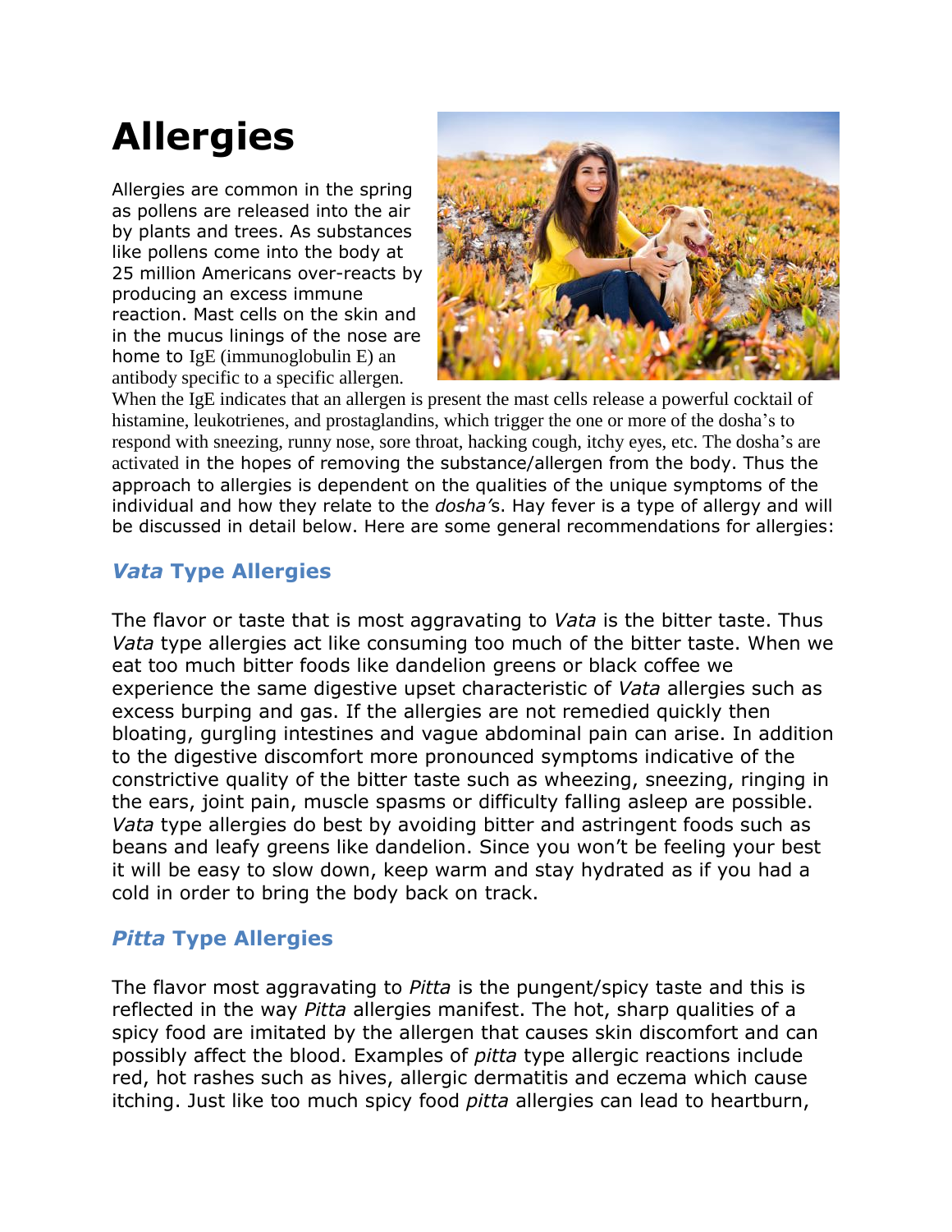# Allergies

Allergies are common in the spring as pollens are released into the air by plants and trees. As substances like pollens come into the body at 25 million Americans over-reacts by producing an excess immune reaction. Mast cells on the skin and in the mucus linings of the nose are home to IgE (immunoglobulin E) an antibody specific to a specific allergen. When the IgE indicates that an allergen is present the mast cells release a powerful cocktail of histamine, leukotrienes, and prostaglandins, which trigger the one or more of the dosha's to respond with sneezing, runny nose, sore throat, hacking cough, itchy eyes, etc. The dosha's are activated in the hopes of removing the substance/allergen from the body. Thus the approach to allergies is dependent on the qualities of the unique symptoms of the individual and how they relate to the *dosha's*. Hay fever is a type of allergy and will be discussed in detail below. Here are some general recommendations for allergies:

### *Vata* Type Allergies

The flavor or taste that is most aggravating to *Vata* is the bitter taste. Thus *Vata* type allergies act like consuming too much of the bitter taste. When we eat too much bitter foods like dandelion greens or black coffee we experience the same digestive upset characteristic of *Vata* allergies such as excess burping and gas. If the allergies are not remedied quickly then bloating, gurgling intestines and vague abdominal pain can arise. In addition to the digestive discomfort more pronounced symptoms indicative of the constrictive quality of the bitter taste such as wheezing, sneezing, ringing in the ears, joint pain, muscle spasms or difficulty falling asleep are possible. *Vata* type allergies do best by avoiding bitter and astringent foods such as beans and leafy greens like dandelion. Since you won't be feeling your best it will be easy to slow down, keep warm and stay hydrated as if you had a cold in order to bring the body back on track.

### *Pitta* Type Allergies

The flavor most aggravating to *Pitta* is the pungent/spicy taste and this is reflected in the way *Pitta* allergies manifest. The hot, sharp qualities of a spicy food are imitated by the allergen that causes skin discomfort and can possibly affect the blood. Examples of *pitta* type allergic reactions include red, hot rashes such as hives, allergic dermatitis and eczema which cause itching. Just like too much spicy food *pitta* allergies can lead to heartburn,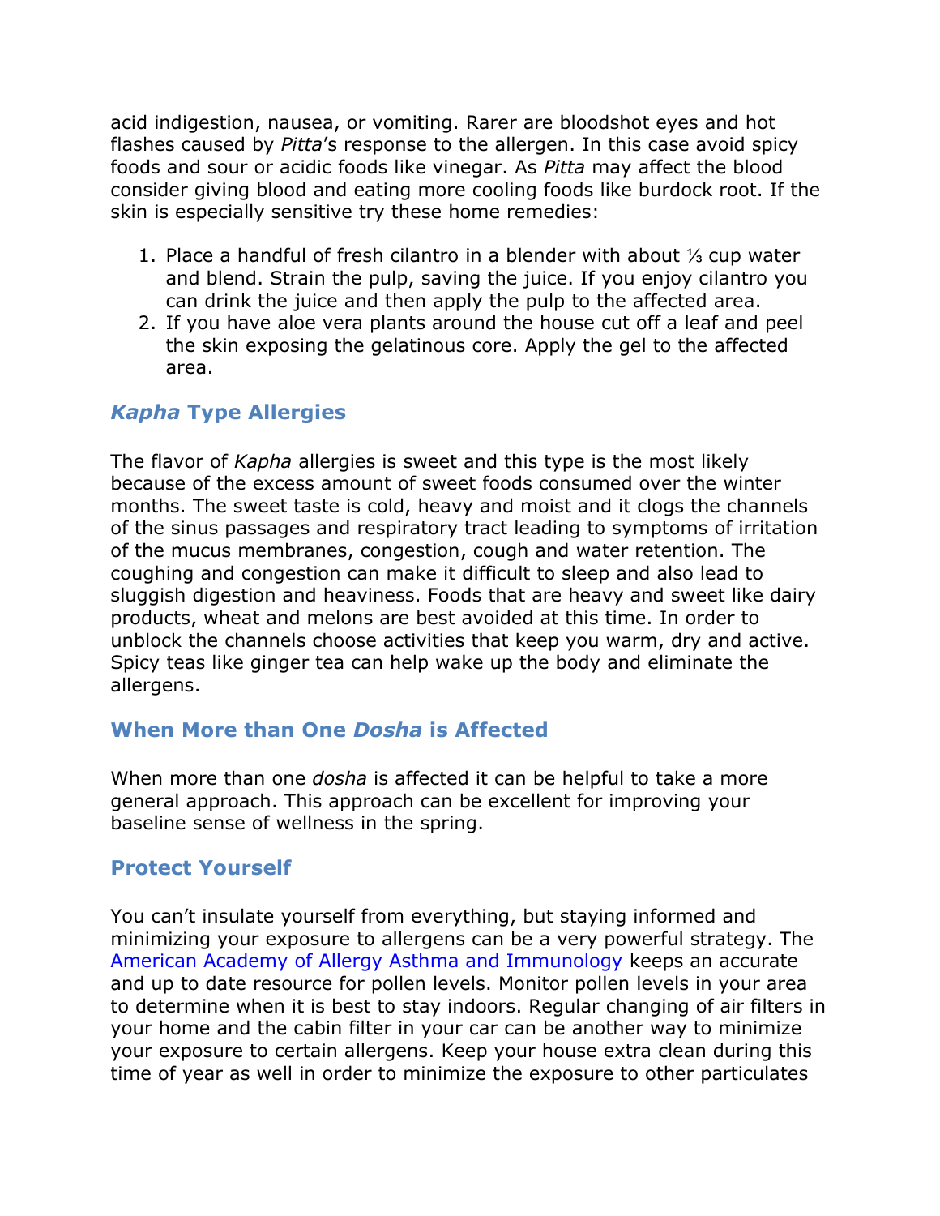acid indigestion, nausea, or vomiting. Rarer are bloodshot eyes and hot flashes caused by *Pitta*'s response to the allergen. In this case avoid spicy foods and sour or acidic foods like vinegar. As *Pitta* may affect the blood consider giving blood and eating more cooling foods like burdock root. If the skin is especially sensitive try these home remedies:

1. Place a handful of fresh cilantro in a blender with about ⅓ cup water and blend. Strain the pulp, saving the juice. If you enjoy cilantro you can drink the juice and then apply the pulp to the affected area.
2. If you have aloe vera plants around the house cut off a leaf and peel the skin exposing the gelatinous core. Apply the gel to the affected area.

### ***Kapha* Type Allergies**

The flavor of *Kapha* allergies is sweet and this type is the most likely because of the excess amount of sweet foods consumed over the winter months. The sweet taste is cold, heavy and moist and it clogs the channels of the sinus passages and respiratory tract leading to symptoms of irritation of the mucus membranes, congestion, cough and water retention. The coughing and congestion can make it difficult to sleep and also lead to sluggish digestion and heaviness. Foods that are heavy and sweet like dairy products, wheat and melons are best avoided at this time. In order to unblock the channels choose activities that keep you warm, dry and active. Spicy teas like ginger tea can help wake up the body and eliminate the allergens.

### **When More than One *Dosha* is Affected**

When more than one *dosha* is affected it can be helpful to take a more general approach. This approach can be excellent for improving your baseline sense of wellness in the spring.

### **Protect Yourself**

You can't insulate yourself from everything, but staying informed and minimizing your exposure to allergens can be a very powerful strategy. The [American Academy of Allergy Asthma and Immunology]() keeps an accurate and up to date resource for pollen levels. Monitor pollen levels in your area to determine when it is best to stay indoors. Regular changing of air filters in your home and the cabin filter in your car can be another way to minimize your exposure to certain allergens. Keep your house extra clean during this time of year as well in order to minimize the exposure to other particulates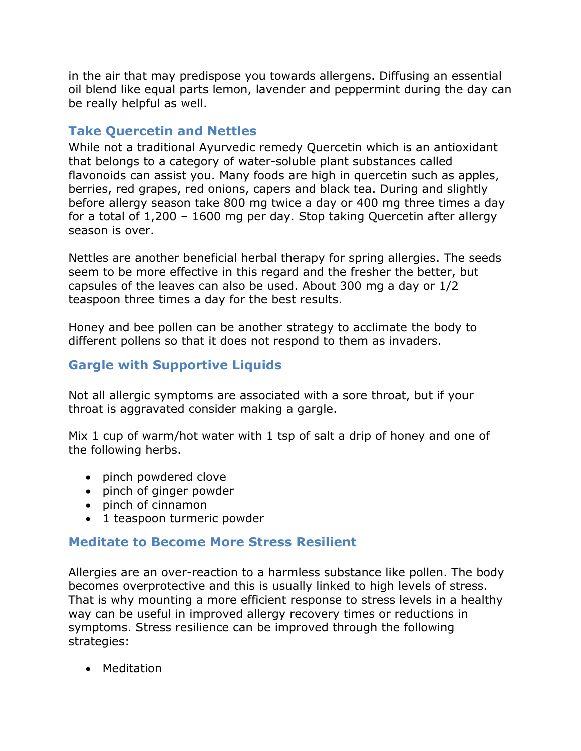in the air that may predispose you towards allergens. Diffusing an essential oil blend like equal parts lemon, lavender and peppermint during the day can be really helpful as well.

## Take Quercetin and Nettles

While not a traditional Ayurvedic remedy Quercetin which is an antioxidant that belongs to a category of water-soluble plant substances called flavonoids can assist you. Many foods are high in quercetin such as apples, berries, red grapes, red onions, capers and black tea. During and slightly before allergy season take 800 mg twice a day or 400 mg three times a day for a total of 1,200 – 1600 mg per day. Stop taking Quercetin after allergy season is over.

Nettles are another beneficial herbal therapy for spring allergies. The seeds seem to be more effective in this regard and the fresher the better, but capsules of the leaves can also be used. About 300 mg a day or 1/2 teaspoon three times a day for the best results.

Honey and bee pollen can be another strategy to acclimate the body to different pollens so that it does not respond to them as invaders.

## Gargle with Supportive Liquids

Not all allergic symptoms are associated with a sore throat, but if your throat is aggravated consider making a gargle.

Mix 1 cup of warm/hot water with 1 tsp of salt a drip of honey and one of the following herbs.

- pinch powdered clove
- pinch of ginger powder
- pinch of cinnamon
- 1 teaspoon turmeric powder

## Meditate to Become More Stress Resilient

Allergies are an over-reaction to a harmless substance like pollen. The body becomes overprotective and this is usually linked to high levels of stress. That is why mounting a more efficient response to stress levels in a healthy way can be useful in improved allergy recovery times or reductions in symptoms. Stress resilience can be improved through the following strategies:

- Meditation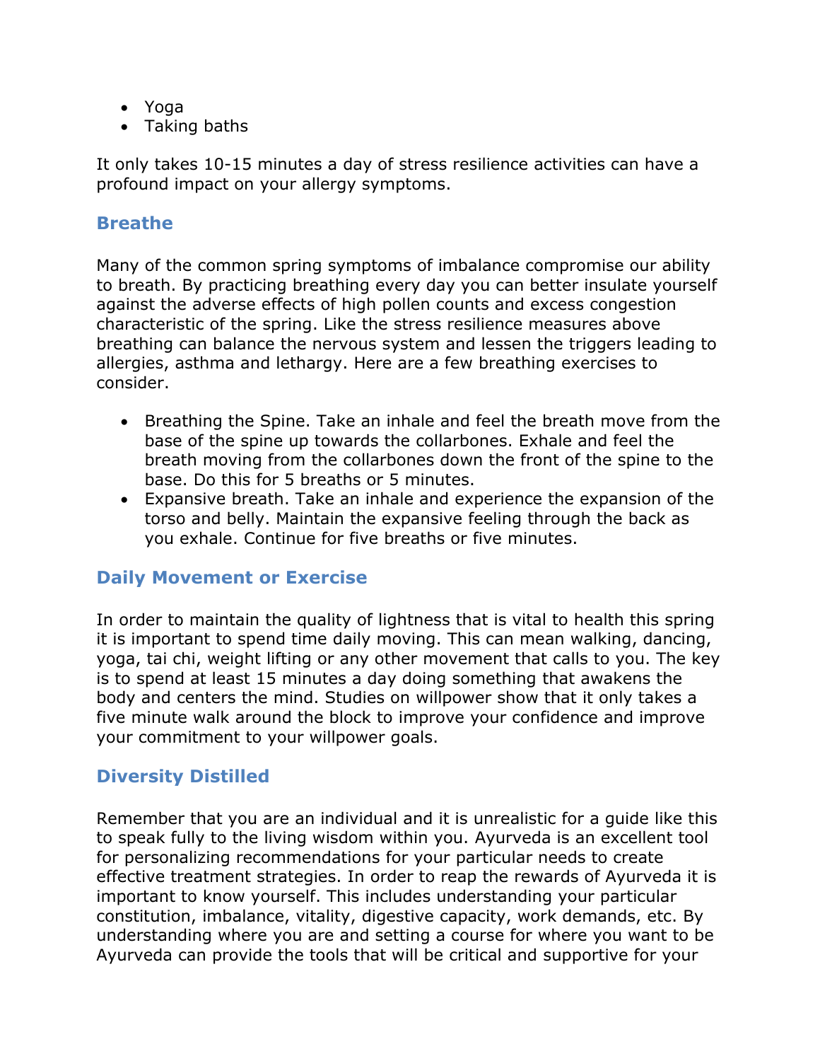- Yoga
- Taking baths

It only takes 10-15 minutes a day of stress resilience activities can have a profound impact on your allergy symptoms.

## Breathe

Many of the common spring symptoms of imbalance compromise our ability to breath. By practicing breathing every day you can better insulate yourself against the adverse effects of high pollen counts and excess congestion characteristic of the spring. Like the stress resilience measures above breathing can balance the nervous system and lessen the triggers leading to allergies, asthma and lethargy. Here are a few breathing exercises to consider.

- Breathing the Spine. Take an inhale and feel the breath move from the base of the spine up towards the collarbones. Exhale and feel the breath moving from the collarbones down the front of the spine to the base. Do this for 5 breaths or 5 minutes.
- Expansive breath. Take an inhale and experience the expansion of the torso and belly. Maintain the expansive feeling through the back as you exhale. Continue for five breaths or five minutes.

## Daily Movement or Exercise

In order to maintain the quality of lightness that is vital to health this spring it is important to spend time daily moving. This can mean walking, dancing, yoga, tai chi, weight lifting or any other movement that calls to you. The key is to spend at least 15 minutes a day doing something that awakens the body and centers the mind. Studies on willpower show that it only takes a five minute walk around the block to improve your confidence and improve your commitment to your willpower goals.

## Diversity Distilled

Remember that you are an individual and it is unrealistic for a guide like this to speak fully to the living wisdom within you. Ayurveda is an excellent tool for personalizing recommendations for your particular needs to create effective treatment strategies. In order to reap the rewards of Ayurveda it is important to know yourself. This includes understanding your particular constitution, imbalance, vitality, digestive capacity, work demands, etc. By understanding where you are and setting a course for where you want to be Ayurveda can provide the tools that will be critical and supportive for your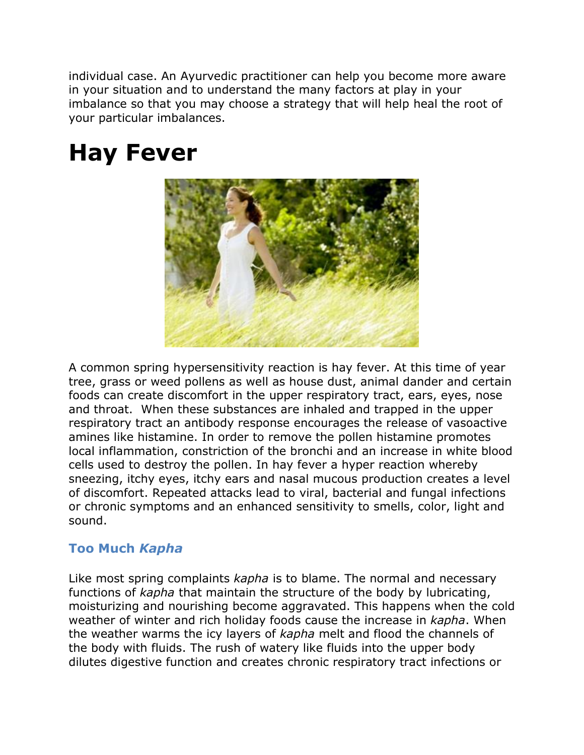individual case. An Ayurvedic practitioner can help you become more aware in your situation and to understand the many factors at play in your imbalance so that you may choose a strategy that will help heal the root of your particular imbalances.

# Hay Fever

A common spring hypersensitivity reaction is hay fever. At this time of year tree, grass or weed pollens as well as house dust, animal dander and certain foods can create discomfort in the upper respiratory tract, ears, eyes, nose and throat. When these substances are inhaled and trapped in the upper respiratory tract an antibody response encourages the release of vasoactive amines like histamine. In order to remove the pollen histamine promotes local inflammation, constriction of the bronchi and an increase in white blood cells used to destroy the pollen. In hay fever a hyper reaction whereby sneezing, itchy eyes, itchy ears and nasal mucous production creates a level of discomfort. Repeated attacks lead to viral, bacterial and fungal infections or chronic symptoms and an enhanced sensitivity to smells, color, light and sound.

### Too Much *Kapha*

Like most spring complaints *kapha* is to blame. The normal and necessary functions of *kapha* that maintain the structure of the body by lubricating, moisturizing and nourishing become aggravated. This happens when the cold weather of winter and rich holiday foods cause the increase in *kapha*. When the weather warms the icy layers of *kapha* melt and flood the channels of the body with fluids. The rush of watery like fluids into the upper body dilutes digestive function and creates chronic respiratory tract infections or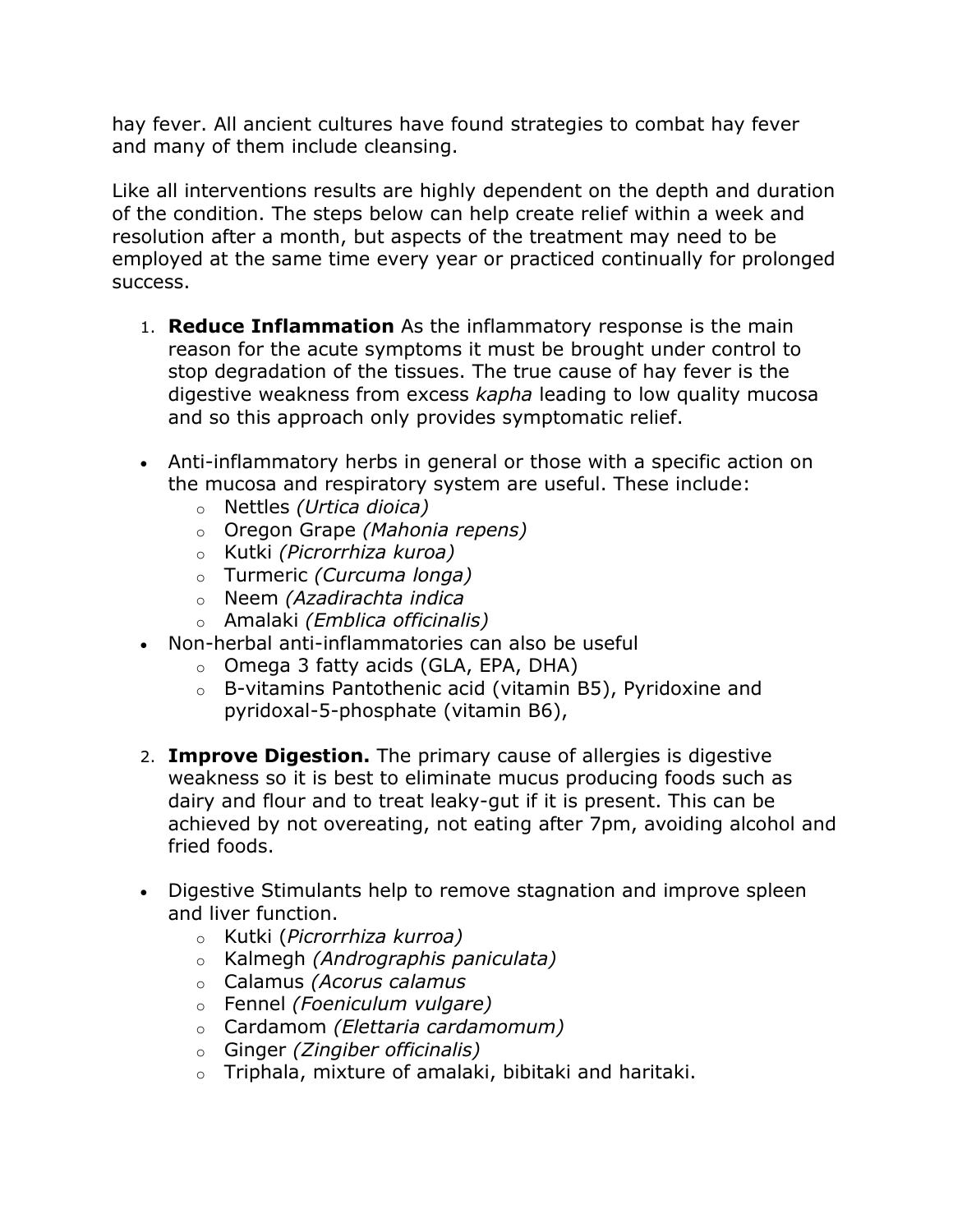hay fever. All ancient cultures have found strategies to combat hay fever and many of them include cleansing.

Like all interventions results are highly dependent on the depth and duration of the condition. The steps below can help create relief within a week and resolution after a month, but aspects of the treatment may need to be employed at the same time every year or practiced continually for prolonged success.

1. **Reduce Inflammation** As the inflammatory response is the main reason for the acute symptoms it must be brought under control to stop degradation of the tissues. The true cause of hay fever is the digestive weakness from excess *kapha* leading to low quality mucosa and so this approach only provides symptomatic relief.

- Anti-inflammatory herbs in general or those with a specific action on the mucosa and respiratory system are useful. These include:
  - Nettles *(Urtica dioica)*
  - Oregon Grape *(Mahonia repens)*
  - Kutki *(Picrorrhiza kuroa)*
  - Turmeric *(Curcuma longa)*
  - Neem *(Azadirachta indica*
  - Amalaki *(Emblica officinalis)*
- Non-herbal anti-inflammatories can also be useful
  - Omega 3 fatty acids (GLA, EPA, DHA)
  - B-vitamins Pantothenic acid (vitamin B5), Pyridoxine and pyridoxal-5-phosphate (vitamin B6),

2. **Improve Digestion.** The primary cause of allergies is digestive weakness so it is best to eliminate mucus producing foods such as dairy and flour and to treat leaky-gut if it is present. This can be achieved by not overeating, not eating after 7pm, avoiding alcohol and fried foods.

- Digestive Stimulants help to remove stagnation and improve spleen and liver function.
  - Kutki (*Picrorrhiza kurroa)*
  - Kalmegh *(Andrographis paniculata)*
  - Calamus *(Acorus calamus*
  - Fennel *(Foeniculum vulgare)*
  - Cardamom *(Elettaria cardamomum)*
  - Ginger *(Zingiber officinalis)*
  - Triphala, mixture of amalaki, bibitaki and haritaki.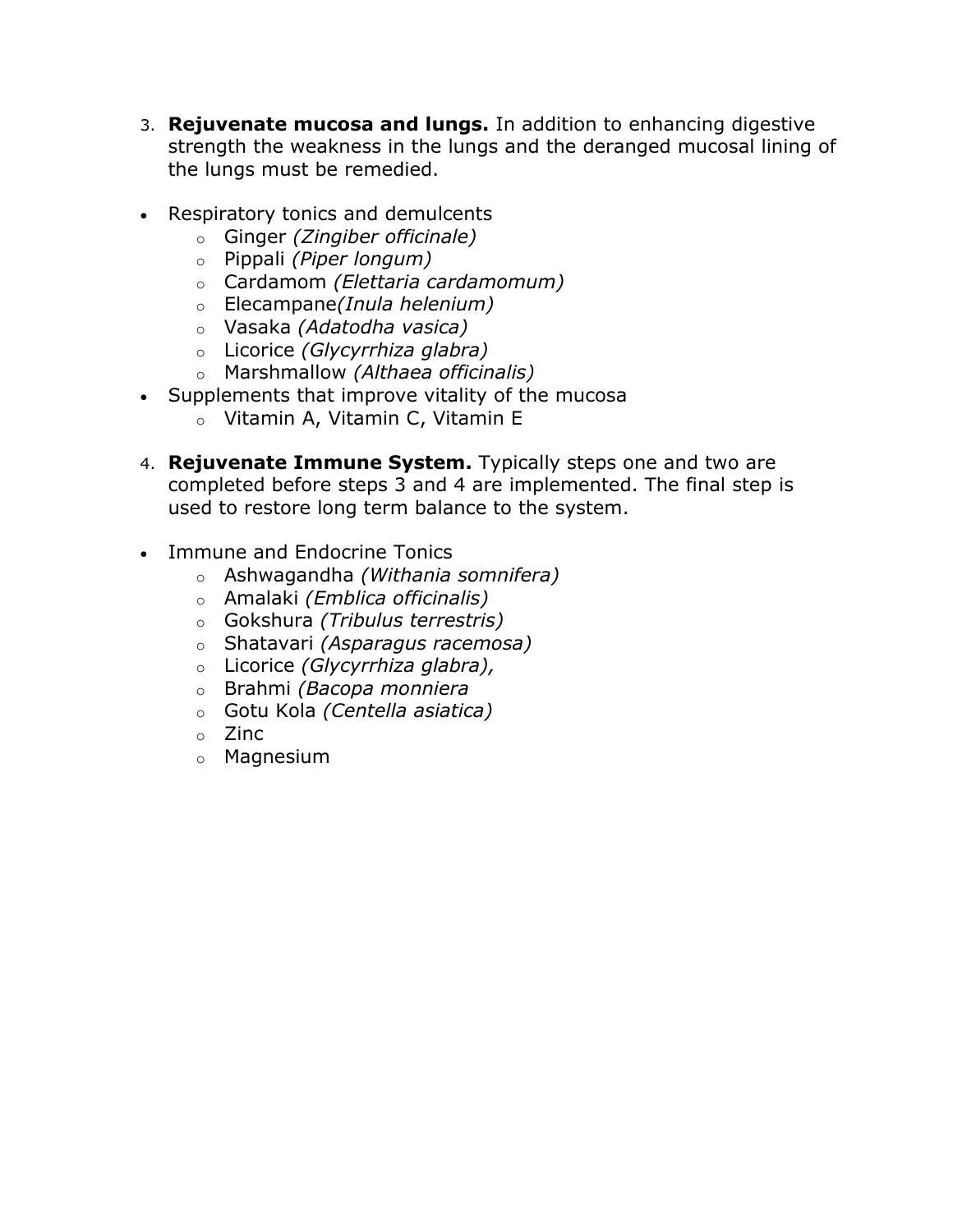3. **Rejuvenate mucosa and lungs.** In addition to enhancing digestive strength the weakness in the lungs and the deranged mucosal lining of the lungs must be remedied.

- Respiratory tonics and demulcents
    - Ginger *(Zingiber officinale)*
    - Pippali *(Piper longum)*
    - Cardamom *(Elettaria cardamomum)*
    - Elecampane*(Inula helenium)*
    - Vasaka *(Adatodha vasica)*
    - Licorice *(Glycyrrhiza glabra)*
    - Marshmallow *(Althaea officinalis)*
- Supplements that improve vitality of the mucosa
    - Vitamin A, Vitamin C, Vitamin E

4. **Rejuvenate Immune System.** Typically steps one and two are completed before steps 3 and 4 are implemented. The final step is used to restore long term balance to the system.

- Immune and Endocrine Tonics
    - Ashwagandha *(Withania somnifera)*
    - Amalaki *(Emblica officinalis)*
    - Gokshura *(Tribulus terrestris)*
    - Shatavari *(Asparagus racemosa)*
    - Licorice *(Glycyrrhiza glabra),*
    - Brahmi *(Bacopa monniera*
    - Gotu Kola *(Centella asiatica)*
    - Zinc
    - Magnesium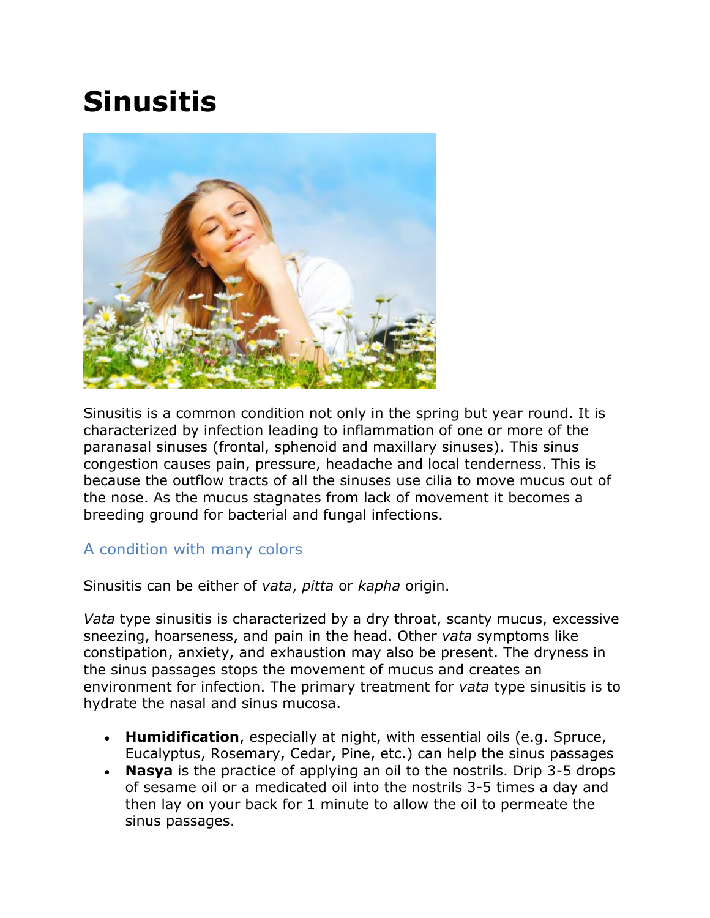# Sinusitis

Sinusitis is a common condition not only in the spring but year round. It is characterized by infection leading to inflammation of one or more of the paranasal sinuses (frontal, sphenoid and maxillary sinuses). This sinus congestion causes pain, pressure, headache and local tenderness. This is because the outflow tracts of all the sinuses use cilia to move mucus out of the nose. As the mucus stagnates from lack of movement it becomes a breeding ground for bacterial and fungal infections.

## A condition with many colors

Sinusitis can be either of *vata*, *pitta* or *kapha* origin.

*Vata* type sinusitis is characterized by a dry throat, scanty mucus, excessive sneezing, hoarseness, and pain in the head. Other *vata* symptoms like constipation, anxiety, and exhaustion may also be present. The dryness in the sinus passages stops the movement of mucus and creates an environment for infection. The primary treatment for *vata* type sinusitis is to hydrate the nasal and sinus mucosa.

- **Humidification**, especially at night, with essential oils (e.g. Spruce, Eucalyptus, Rosemary, Cedar, Pine, etc.) can help the sinus passages
- **Nasya** is the practice of applying an oil to the nostrils. Drip 3-5 drops of sesame oil or a medicated oil into the nostrils 3-5 times a day and then lay on your back for 1 minute to allow the oil to permeate the sinus passages.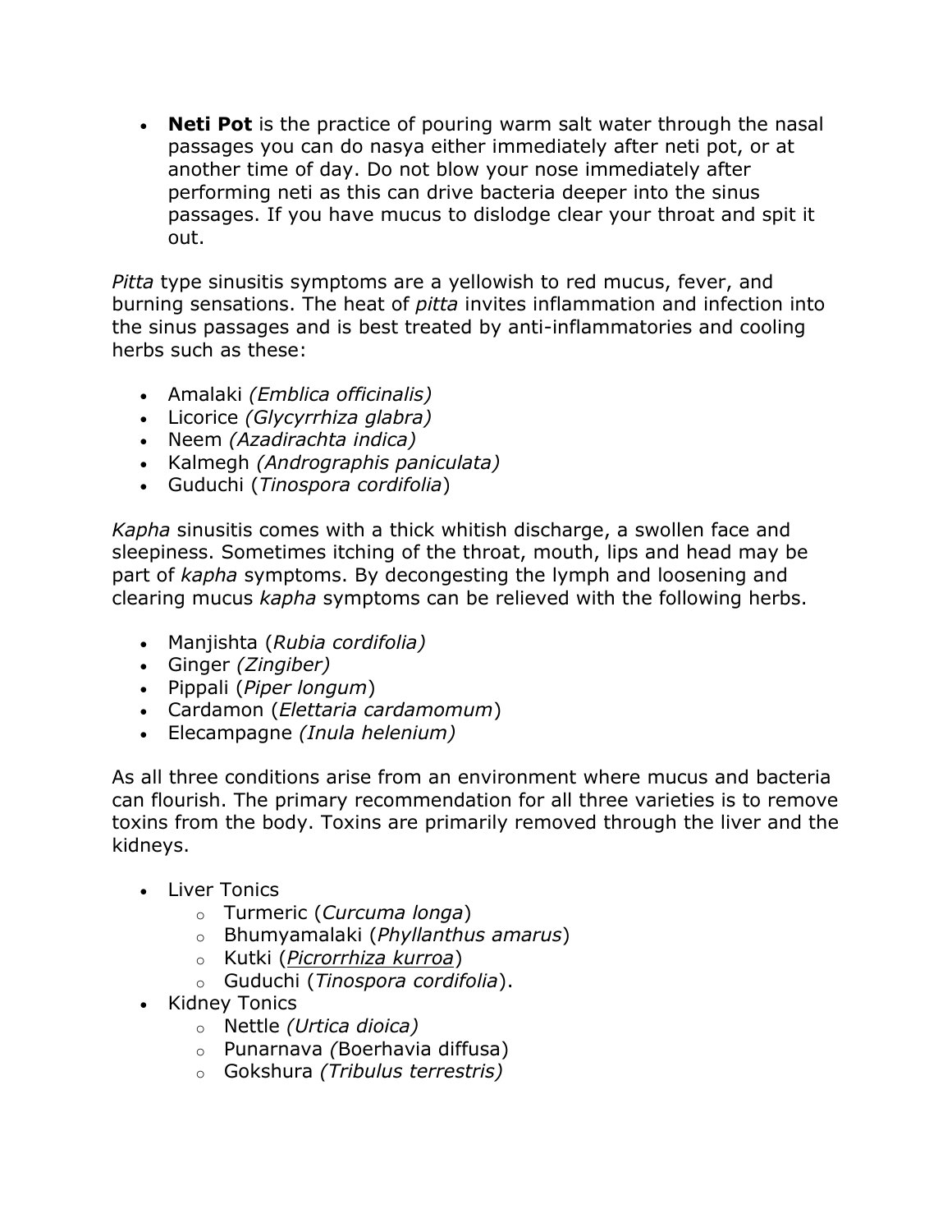- **Neti Pot** is the practice of pouring warm salt water through the nasal passages you can do nasya either immediately after neti pot, or at another time of day. Do not blow your nose immediately after performing neti as this can drive bacteria deeper into the sinus passages. If you have mucus to dislodge clear your throat and spit it out.

*Pitta* type sinusitis symptoms are a yellowish to red mucus, fever, and burning sensations. The heat of *pitta* invites inflammation and infection into the sinus passages and is best treated by anti-inflammatories and cooling herbs such as these:

- Amalaki *(Emblica officinalis)*
- Licorice *(Glycyrrhiza glabra)*
- Neem *(Azadirachta indica)*
- Kalmegh *(Andrographis paniculata)*
- Guduchi (*Tinospora cordifolia*)

*Kapha* sinusitis comes with a thick whitish discharge, a swollen face and sleepiness. Sometimes itching of the throat, mouth, lips and head may be part of *kapha* symptoms. By decongesting the lymph and loosening and clearing mucus *kapha* symptoms can be relieved with the following herbs.

- Manjishta (*Rubia cordifolia)*
- Ginger *(Zingiber)*
- Pippali (*Piper longum*)
- Cardamon (*Elettaria cardamomum*)
- Elecampagne *(Inula helenium)*

As all three conditions arise from an environment where mucus and bacteria can flourish. The primary recommendation for all three varieties is to remove toxins from the body. Toxins are primarily removed through the liver and the kidneys.

- Liver Tonics
  - Turmeric (*Curcuma longa*)
  - Bhumyamalaki (*Phyllanthus amarus*)
  - Kutki (*Picrorrhiza kurroa*)
  - Guduchi (*Tinospora cordifolia*).
- Kidney Tonics
  - Nettle *(Urtica dioica)*
  - Punarnava *(*Boerhavia diffusa)
  - Gokshura *(Tribulus terrestris)*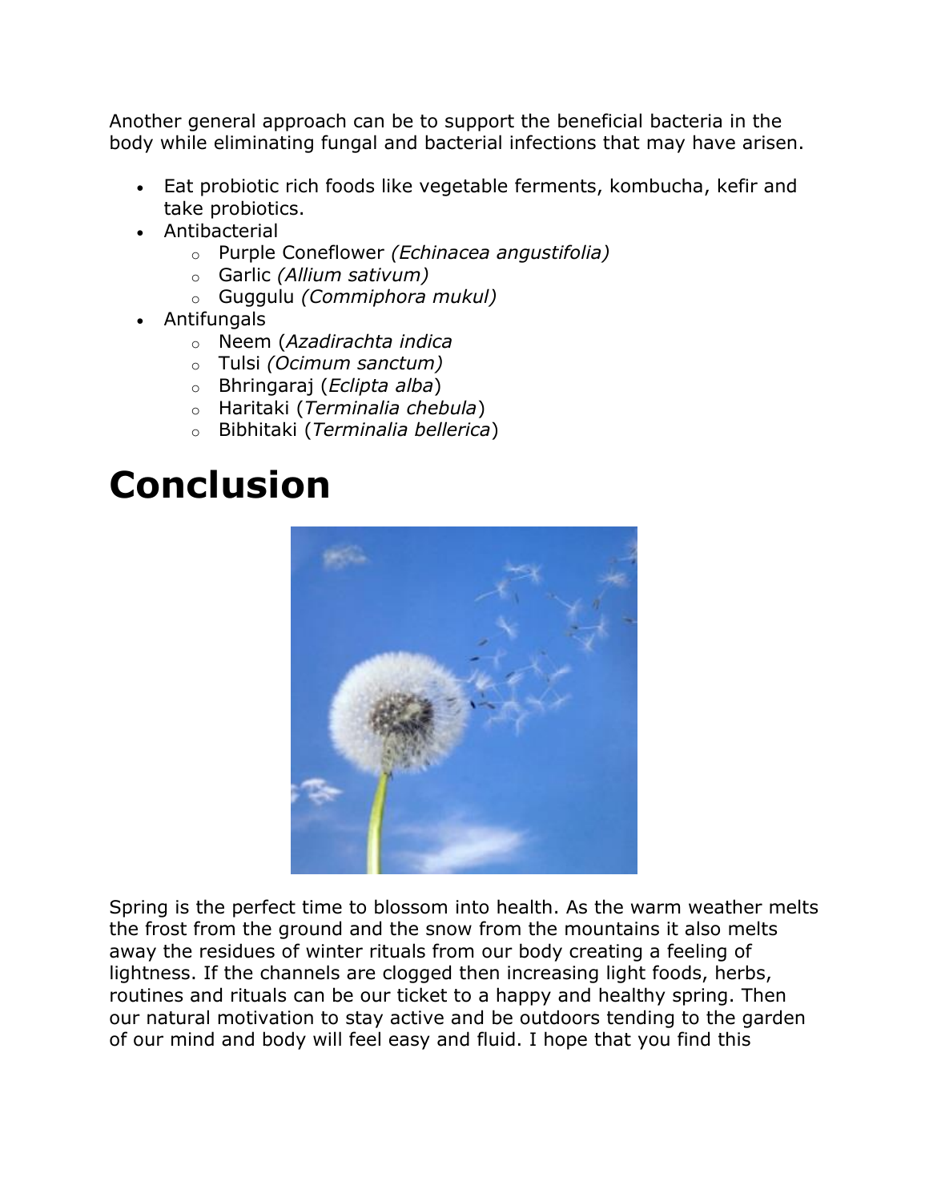Another general approach can be to support the beneficial bacteria in the body while eliminating fungal and bacterial infections that may have arisen.

- Eat probiotic rich foods like vegetable ferments, kombucha, kefir and take probiotics.
- Antibacterial
  - Purple Coneflower *(Echinacea angustifolia)*
  - Garlic *(Allium sativum)*
  - Guggulu *(Commiphora mukul)*
- Antifungals
  - Neem (*Azadirachta indica*
  - Tulsi *(Ocimum sanctum)*
  - Bhringaraj (*Eclipta alba*)
  - Haritaki (*Terminalia chebula*)
  - Bibhitaki (*Terminalia bellerica*)

# Conclusion

Spring is the perfect time to blossom into health. As the warm weather melts the frost from the ground and the snow from the mountains it also melts away the residues of winter rituals from our body creating a feeling of lightness. If the channels are clogged then increasing light foods, herbs, routines and rituals can be our ticket to a happy and healthy spring. Then our natural motivation to stay active and be outdoors tending to the garden of our mind and body will feel easy and fluid. I hope that you find this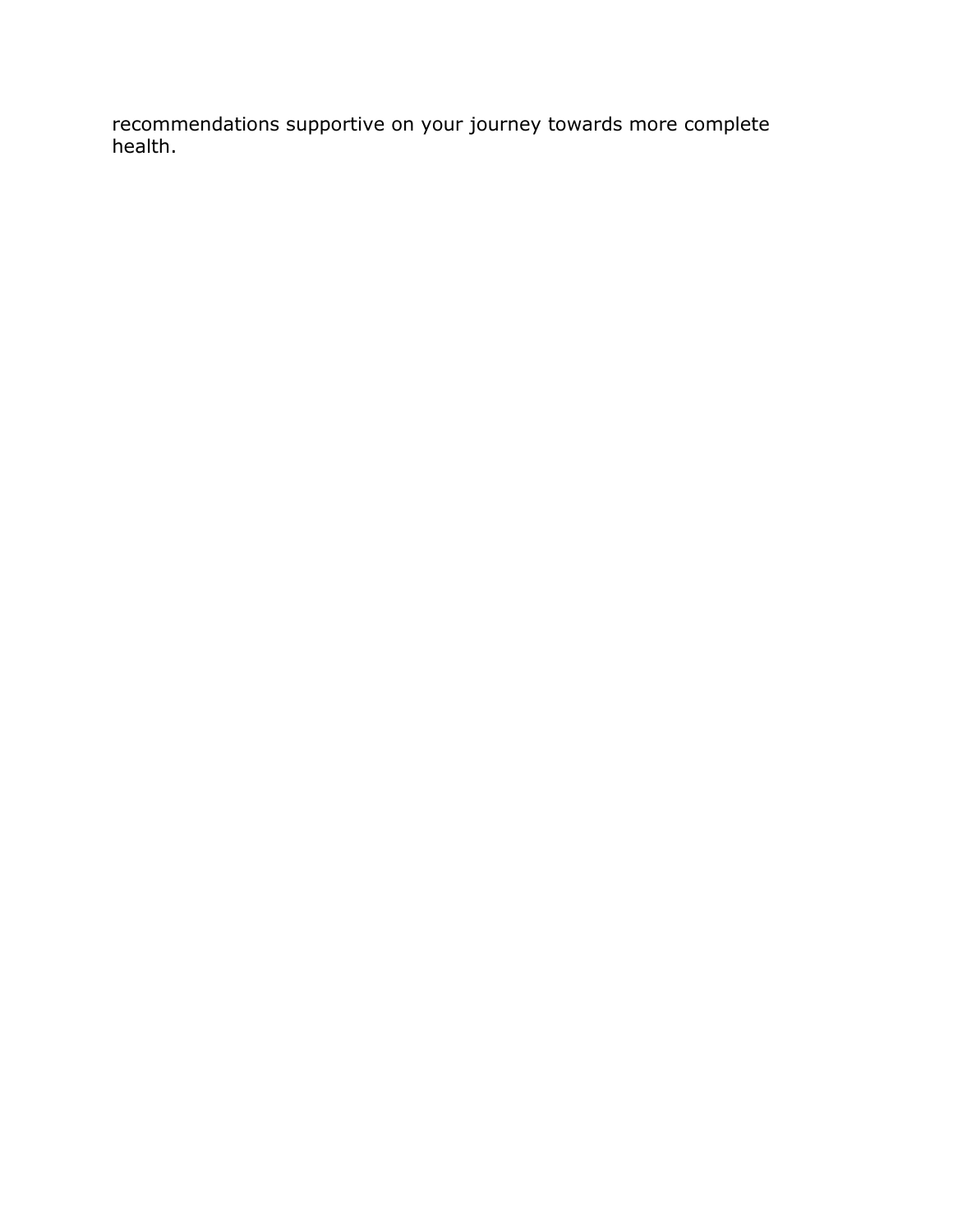recommendations supportive on your journey towards more complete health.